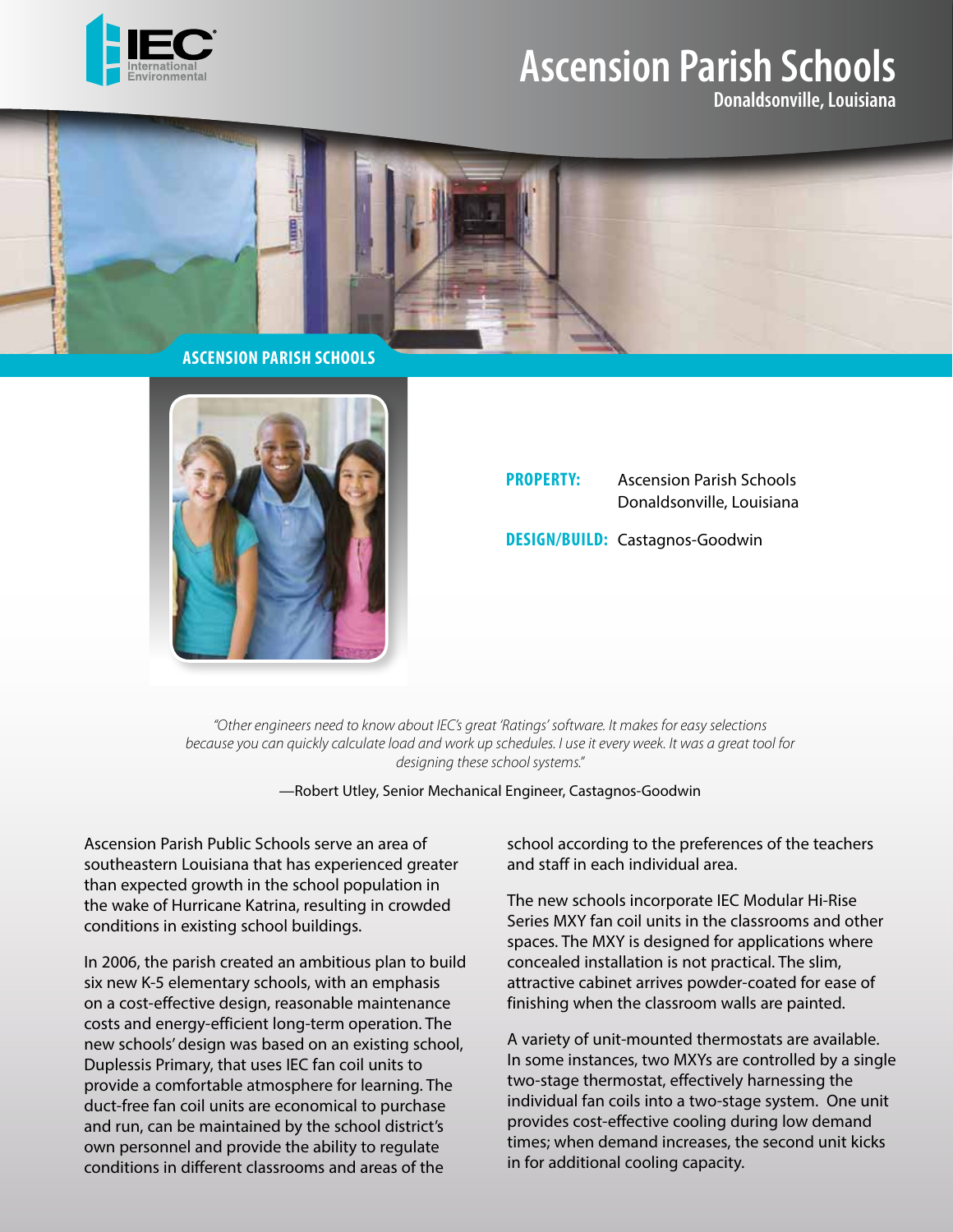# Ascension Parish Schools

**Donaldsonville, Louisiana**

## ASCENSION PARISH SCHOOLS

**PROPERTY:** Ascension Parish Schools
Donaldsonville, Louisiana

**DESIGN/BUILD:** Castagnos-Goodwin

*"Other engineers need to know about IEC's great 'Ratings' software. It makes for easy selections because you can quickly calculate load and work up schedules. I use it every week. It was a great tool for designing these school systems."*

—Robert Utley, Senior Mechanical Engineer, Castagnos-Goodwin

Ascension Parish Public Schools serve an area of southeastern Louisiana that has experienced greater than expected growth in the school population in the wake of Hurricane Katrina, resulting in crowded conditions in existing school buildings.

In 2006, the parish created an ambitious plan to build six new K-5 elementary schools, with an emphasis on a cost-effective design, reasonable maintenance costs and energy-efficient long-term operation. The new schools' design was based on an existing school, Duplessis Primary, that uses IEC fan coil units to provide a comfortable atmosphere for learning. The duct-free fan coil units are economical to purchase and run, can be maintained by the school district's own personnel and provide the ability to regulate conditions in different classrooms and areas of the school according to the preferences of the teachers and staff in each individual area.

The new schools incorporate IEC Modular Hi-Rise Series MXY fan coil units in the classrooms and other spaces. The MXY is designed for applications where concealed installation is not practical. The slim, attractive cabinet arrives powder-coated for ease of finishing when the classroom walls are painted.

A variety of unit-mounted thermostats are available. In some instances, two MXYs are controlled by a single two-stage thermostat, effectively harnessing the individual fan coils into a two-stage system. One unit provides cost-effective cooling during low demand times; when demand increases, the second unit kicks in for additional cooling capacity.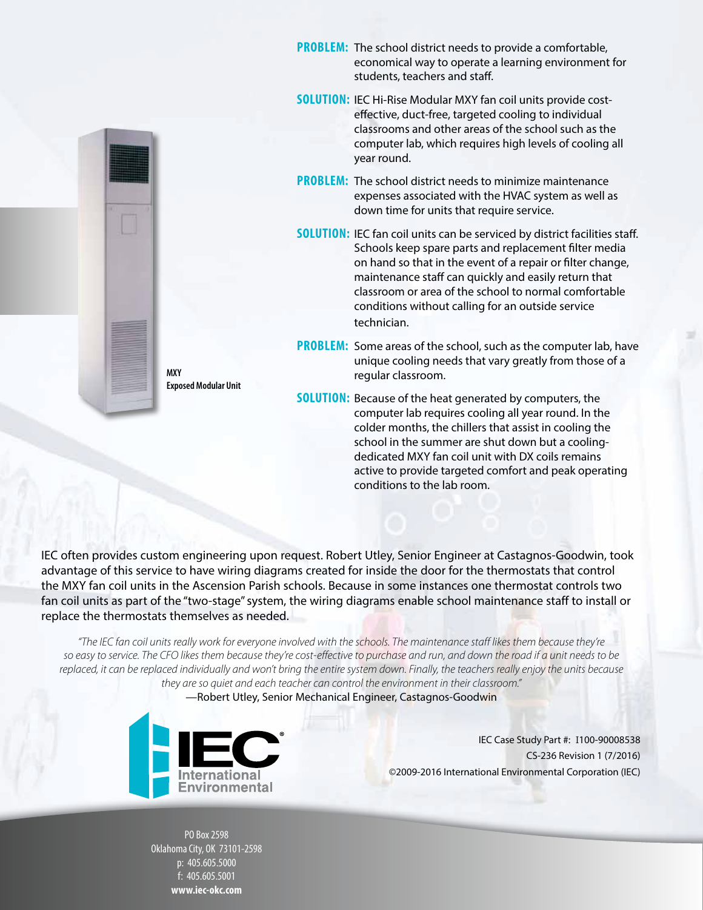MXY
Exposed Modular Unit

**PROBLEM:** The school district needs to provide a comfortable, economical way to operate a learning environment for students, teachers and staff.

**SOLUTION:** IEC Hi-Rise Modular MXY fan coil units provide cost-effective, duct-free, targeted cooling to individual classrooms and other areas of the school such as the computer lab, which requires high levels of cooling all year round.

**PROBLEM:** The school district needs to minimize maintenance expenses associated with the HVAC system as well as down time for units that require service.

**SOLUTION:** IEC fan coil units can be serviced by district facilities staff. Schools keep spare parts and replacement filter media on hand so that in the event of a repair or filter change, maintenance staff can quickly and easily return that classroom or area of the school to normal comfortable conditions without calling for an outside service technician.

**PROBLEM:** Some areas of the school, such as the computer lab, have unique cooling needs that vary greatly from those of a regular classroom.

**SOLUTION:** Because of the heat generated by computers, the computer lab requires cooling all year round. In the colder months, the chillers that assist in cooling the school in the summer are shut down but a cooling-dedicated MXY fan coil unit with DX coils remains active to provide targeted comfort and peak operating conditions to the lab room.

IEC often provides custom engineering upon request. Robert Utley, Senior Engineer at Castagnos-Goodwin, took advantage of this service to have wiring diagrams created for inside the door for the thermostats that control the MXY fan coil units in the Ascension Parish schools. Because in some instances one thermostat controls two fan coil units as part of the "two-stage" system, the wiring diagrams enable school maintenance staff to install or replace the thermostats themselves as needed.

*"The IEC fan coil units really work for everyone involved with the schools. The maintenance staff likes them because they're so easy to service. The CFO likes them because they're cost-effective to purchase and run, and down the road if a unit needs to be replaced, it can be replaced individually and won't bring the entire system down. Finally, the teachers really enjoy the units because they are so quiet and each teacher can control the environment in their classroom."*

—Robert Utley, Senior Mechanical Engineer, Castagnos-Goodwin

IEC International Environmental

IEC Case Study Part #: I100-90008538
CS-236 Revision 1 (7/2016)
©2009-2016 International Environmental Corporation (IEC)

PO Box 2598
Oklahoma City, OK 73101-2598
p: 405.605.5000
f: 405.605.5001
**www.iec-okc.com**